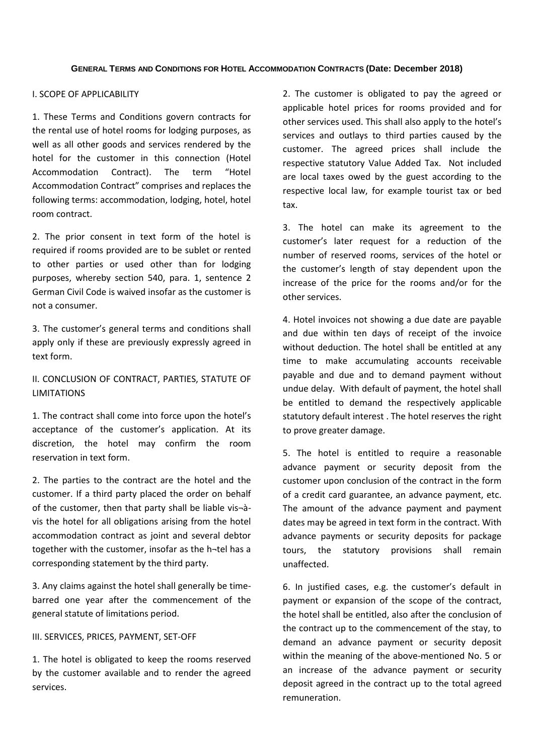# GENERAL TERMS AND CONDITIONS FOR HOTEL ACCOMMODATION CONTRACTS (Date: December 2018)

## I. SCOPE OF APPLICABILITY

1. These Terms and Conditions govern contracts for the rental use of hotel rooms for lodging purposes, as well as all other goods and services rendered by the hotel for the customer in this connection (Hotel Accommodation Contract). The term "Hotel Accommodation Contract" comprises and replaces the following terms: accommodation, lodging, hotel, hotel room contract.

2. The prior consent in text form of the hotel is required if rooms provided are to be sublet or rented to other parties or used other than for lodging purposes, whereby section 540, para. 1, sentence 2 German Civil Code is waived insofar as the customer is not a consumer.

3. The customer's general terms and conditions shall apply only if these are previously expressly agreed in text form.

## II. CONCLUSION OF CONTRACT, PARTIES, STATUTE OF LIMITATIONS

1. The contract shall come into force upon the hotel's acceptance of the customer's application. At its discretion, the hotel may confirm the room reservation in text form.

2. The parties to the contract are the hotel and the customer. If a third party placed the order on behalf of the customer, then that party shall be liable vis¬à-vis the hotel for all obligations arising from the hotel accommodation contract as joint and several debtor together with the customer, insofar as the h¬tel has a corresponding statement by the third party.

3. Any claims against the hotel shall generally be time-barred one year after the commencement of the general statute of limitations period.

## III. SERVICES, PRICES, PAYMENT, SET-OFF

1. The hotel is obligated to keep the rooms reserved by the customer available and to render the agreed services.

2. The customer is obligated to pay the agreed or applicable hotel prices for rooms provided and for other services used. This shall also apply to the hotel's services and outlays to third parties caused by the customer. The agreed prices shall include the respective statutory Value Added Tax. Not included are local taxes owed by the guest according to the respective local law, for example tourist tax or bed tax.

3. The hotel can make its agreement to the customer's later request for a reduction of the number of reserved rooms, services of the hotel or the customer's length of stay dependent upon the increase of the price for the rooms and/or for the other services.

4. Hotel invoices not showing a due date are payable and due within ten days of receipt of the invoice without deduction. The hotel shall be entitled at any time to make accumulating accounts receivable payable and due and to demand payment without undue delay. With default of payment, the hotel shall be entitled to demand the respectively applicable statutory default interest . The hotel reserves the right to prove greater damage.

5. The hotel is entitled to require a reasonable advance payment or security deposit from the customer upon conclusion of the contract in the form of a credit card guarantee, an advance payment, etc. The amount of the advance payment and payment dates may be agreed in text form in the contract. With advance payments or security deposits for package tours, the statutory provisions shall remain unaffected.

6. In justified cases, e.g. the customer's default in payment or expansion of the scope of the contract, the hotel shall be entitled, also after the conclusion of the contract up to the commencement of the stay, to demand an advance payment or security deposit within the meaning of the above-mentioned No. 5 or an increase of the advance payment or security deposit agreed in the contract up to the total agreed remuneration.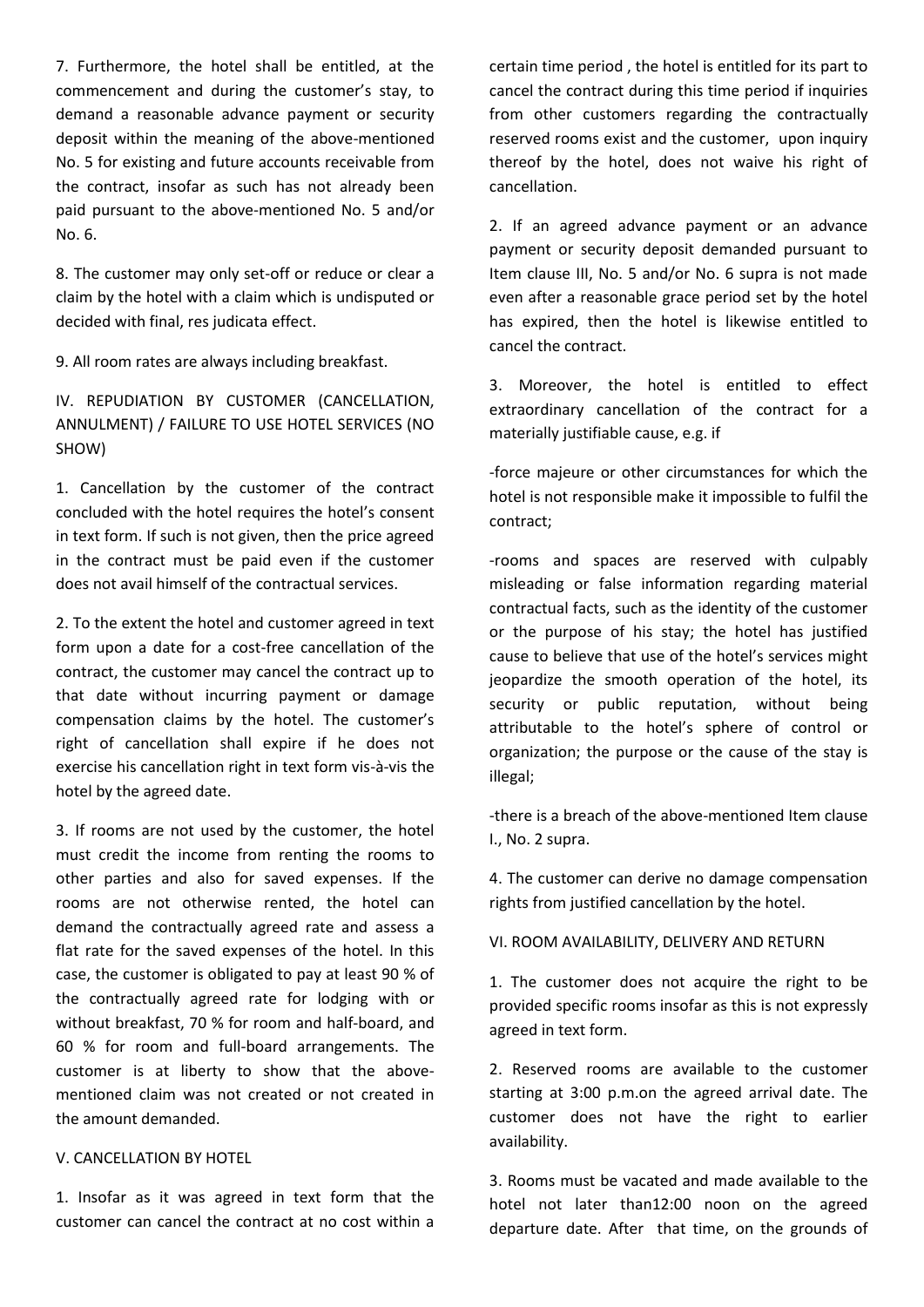7. Furthermore, the hotel shall be entitled, at the commencement and during the customer's stay, to demand a reasonable advance payment or security deposit within the meaning of the above-mentioned No. 5 for existing and future accounts receivable from the contract, insofar as such has not already been paid pursuant to the above-mentioned No. 5 and/or No. 6.

8. The customer may only set-off or reduce or clear a claim by the hotel with a claim which is undisputed or decided with final, res judicata effect.

9. All room rates are always including breakfast.

## IV. REPUDIATION BY CUSTOMER (CANCELLATION, ANNULMENT) / FAILURE TO USE HOTEL SERVICES (NO SHOW)

1. Cancellation by the customer of the contract concluded with the hotel requires the hotel's consent in text form. If such is not given, then the price agreed in the contract must be paid even if the customer does not avail himself of the contractual services.

2. To the extent the hotel and customer agreed in text form upon a date for a cost-free cancellation of the contract, the customer may cancel the contract up to that date without incurring payment or damage compensation claims by the hotel. The customer's right of cancellation shall expire if he does not exercise his cancellation right in text form vis-à-vis the hotel by the agreed date.

3. If rooms are not used by the customer, the hotel must credit the income from renting the rooms to other parties and also for saved expenses. If the rooms are not otherwise rented, the hotel can demand the contractually agreed rate and assess a flat rate for the saved expenses of the hotel. In this case, the customer is obligated to pay at least 90 % of the contractually agreed rate for lodging with or without breakfast, 70 % for room and half-board, and 60 % for room and full-board arrangements. The customer is at liberty to show that the above-mentioned claim was not created or not created in the amount demanded.

## V. CANCELLATION BY HOTEL

1. Insofar as it was agreed in text form that the customer can cancel the contract at no cost within a certain time period , the hotel is entitled for its part to cancel the contract during this time period if inquiries from other customers regarding the contractually reserved rooms exist and the customer, upon inquiry thereof by the hotel, does not waive his right of cancellation.

2. If an agreed advance payment or an advance payment or security deposit demanded pursuant to Item clause III, No. 5 and/or No. 6 supra is not made even after a reasonable grace period set by the hotel has expired, then the hotel is likewise entitled to cancel the contract.

3. Moreover, the hotel is entitled to effect extraordinary cancellation of the contract for a materially justifiable cause, e.g. if

-force majeure or other circumstances for which the hotel is not responsible make it impossible to fulfil the contract;

-rooms and spaces are reserved with culpably misleading or false information regarding material contractual facts, such as the identity of the customer or the purpose of his stay; the hotel has justified cause to believe that use of the hotel's services might jeopardize the smooth operation of the hotel, its security or public reputation, without being attributable to the hotel's sphere of control or organization; the purpose or the cause of the stay is illegal;

-there is a breach of the above-mentioned Item clause I., No. 2 supra.

4. The customer can derive no damage compensation rights from justified cancellation by the hotel.

## VI. ROOM AVAILABILITY, DELIVERY AND RETURN

1. The customer does not acquire the right to be provided specific rooms insofar as this is not expressly agreed in text form.

2. Reserved rooms are available to the customer starting at 3:00 p.m.on the agreed arrival date. The customer does not have the right to earlier availability.

3. Rooms must be vacated and made available to the hotel not later than12:00 noon on the agreed departure date. After that time, on the grounds of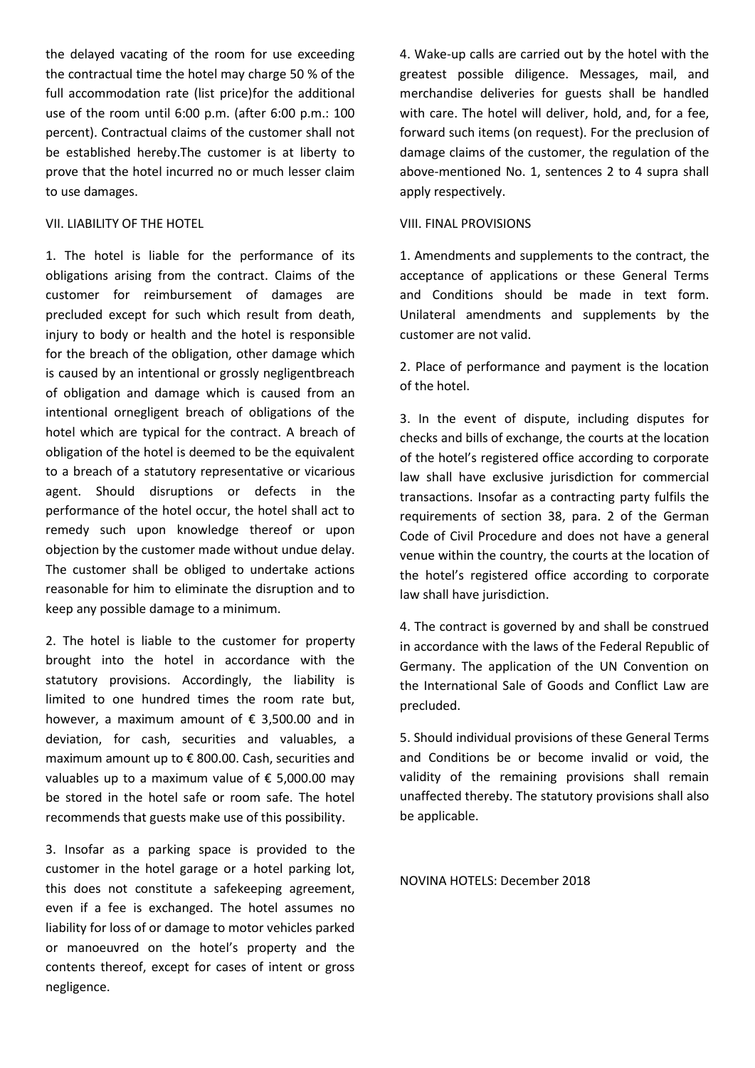the delayed vacating of the room for use exceeding the contractual time the hotel may charge 50 % of the full accommodation rate (list price)for the additional use of the room until 6:00 p.m. (after 6:00 p.m.: 100 percent). Contractual claims of the customer shall not be established hereby.The customer is at liberty to prove that the hotel incurred no or much lesser claim to use damages.

## VII. LIABILITY OF THE HOTEL

1. The hotel is liable for the performance of its obligations arising from the contract. Claims of the customer for reimbursement of damages are precluded except for such which result from death, injury to body or health and the hotel is responsible for the breach of the obligation, other damage which is caused by an intentional or grossly negligentbreach of obligation and damage which is caused from an intentional ornegligent breach of obligations of the hotel which are typical for the contract. A breach of obligation of the hotel is deemed to be the equivalent to a breach of a statutory representative or vicarious agent. Should disruptions or defects in the performance of the hotel occur, the hotel shall act to remedy such upon knowledge thereof or upon objection by the customer made without undue delay. The customer shall be obliged to undertake actions reasonable for him to eliminate the disruption and to keep any possible damage to a minimum.

2. The hotel is liable to the customer for property brought into the hotel in accordance with the statutory provisions. Accordingly, the liability is limited to one hundred times the room rate but, however, a maximum amount of € 3,500.00 and in deviation, for cash, securities and valuables, a maximum amount up to € 800.00. Cash, securities and valuables up to a maximum value of € 5,000.00 may be stored in the hotel safe or room safe. The hotel recommends that guests make use of this possibility.

3. Insofar as a parking space is provided to the customer in the hotel garage or a hotel parking lot, this does not constitute a safekeeping agreement, even if a fee is exchanged. The hotel assumes no liability for loss of or damage to motor vehicles parked or manoeuvred on the hotel's property and the contents thereof, except for cases of intent or gross negligence.

4. Wake-up calls are carried out by the hotel with the greatest possible diligence. Messages, mail, and merchandise deliveries for guests shall be handled with care. The hotel will deliver, hold, and, for a fee, forward such items (on request). For the preclusion of damage claims of the customer, the regulation of the above-mentioned No. 1, sentences 2 to 4 supra shall apply respectively.

## VIII. FINAL PROVISIONS

1. Amendments and supplements to the contract, the acceptance of applications or these General Terms and Conditions should be made in text form. Unilateral amendments and supplements by the customer are not valid.

2. Place of performance and payment is the location of the hotel.

3. In the event of dispute, including disputes for checks and bills of exchange, the courts at the location of the hotel's registered office according to corporate law shall have exclusive jurisdiction for commercial transactions. Insofar as a contracting party fulfils the requirements of section 38, para. 2 of the German Code of Civil Procedure and does not have a general venue within the country, the courts at the location of the hotel's registered office according to corporate law shall have jurisdiction.

4. The contract is governed by and shall be construed in accordance with the laws of the Federal Republic of Germany. The application of the UN Convention on the International Sale of Goods and Conflict Law are precluded.

5. Should individual provisions of these General Terms and Conditions be or become invalid or void, the validity of the remaining provisions shall remain unaffected thereby. The statutory provisions shall also be applicable.

NOVINA HOTELS: December 2018